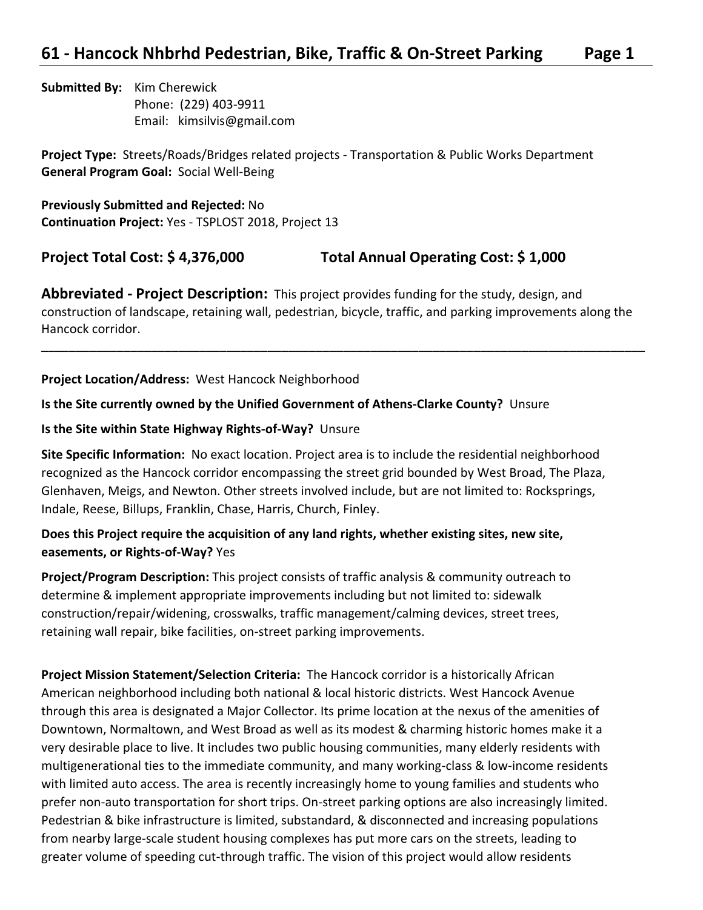# 61 - Hancock Nhbrhd Pedestrian, Bike, Traffic & On-Street Parking

**Submitted By:** Kim Cherewick
Phone: (229) 403-9911
Email: kimsilvis@gmail.com

**Project Type:** Streets/Roads/Bridges related projects - Transportation & Public Works Department
**General Program Goal:** Social Well-Being

**Previously Submitted and Rejected:** No
**Continuation Project:** Yes - TSPLOST 2018, Project 13

## Project Total Cost: $ 4,376,000 Total Annual Operating Cost: $ 1,000

**Abbreviated - Project Description:** This project provides funding for the study, design, and construction of landscape, retaining wall, pedestrian, bicycle, traffic, and parking improvements along the Hancock corridor.

---

**Project Location/Address:** West Hancock Neighborhood

**Is the Site currently owned by the Unified Government of Athens-Clarke County?** Unsure

**Is the Site within State Highway Rights-of-Way?** Unsure

**Site Specific Information:** No exact location. Project area is to include the residential neighborhood recognized as the Hancock corridor encompassing the street grid bounded by West Broad, The Plaza, Glenhaven, Meigs, and Newton. Other streets involved include, but are not limited to: Rocksprings, Indale, Reese, Billups, Franklin, Chase, Harris, Church, Finley.

**Does this Project require the acquisition of any land rights, whether existing sites, new site, easements, or Rights-of-Way?** Yes

**Project/Program Description:** This project consists of traffic analysis & community outreach to determine & implement appropriate improvements including but not limited to: sidewalk construction/repair/widening, crosswalks, traffic management/calming devices, street trees, retaining wall repair, bike facilities, on-street parking improvements.

**Project Mission Statement/Selection Criteria:** The Hancock corridor is a historically African American neighborhood including both national & local historic districts. West Hancock Avenue through this area is designated a Major Collector. Its prime location at the nexus of the amenities of Downtown, Normaltown, and West Broad as well as its modest & charming historic homes make it a very desirable place to live. It includes two public housing communities, many elderly residents with multigenerational ties to the immediate community, and many working-class & low-income residents with limited auto access. The area is recently increasingly home to young families and students who prefer non-auto transportation for short trips. On-street parking options are also increasingly limited. Pedestrian & bike infrastructure is limited, substandard, & disconnected and increasing populations from nearby large-scale student housing complexes has put more cars on the streets, leading to greater volume of speeding cut-through traffic. The vision of this project would allow residents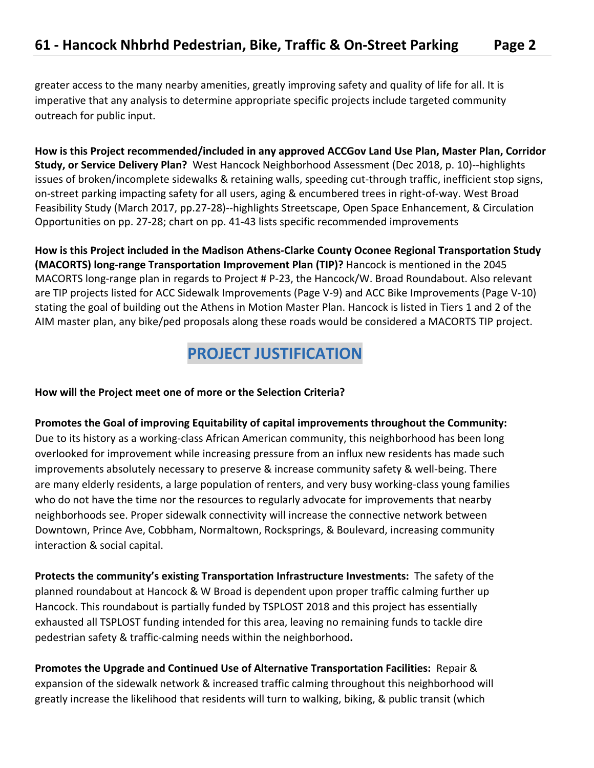greater access to the many nearby amenities, greatly improving safety and quality of life for all. It is imperative that any analysis to determine appropriate specific projects include targeted community outreach for public input.

**How is this Project recommended/included in any approved ACCGov Land Use Plan, Master Plan, Corridor Study, or Service Delivery Plan?** West Hancock Neighborhood Assessment (Dec 2018, p. 10)--highlights issues of broken/incomplete sidewalks & retaining walls, speeding cut-through traffic, inefficient stop signs, on-street parking impacting safety for all users, aging & encumbered trees in right-of-way. West Broad Feasibility Study (March 2017, pp.27-28)--highlights Streetscape, Open Space Enhancement, & Circulation Opportunities on pp. 27-28; chart on pp. 41-43 lists specific recommended improvements

**How is this Project included in the Madison Athens-Clarke County Oconee Regional Transportation Study (MACORTS) long-range Transportation Improvement Plan (TIP)?** Hancock is mentioned in the 2045 MACORTS long-range plan in regards to Project # P-23, the Hancock/W. Broad Roundabout. Also relevant are TIP projects listed for ACC Sidewalk Improvements (Page V-9) and ACC Bike Improvements (Page V-10) stating the goal of building out the Athens in Motion Master Plan. Hancock is listed in Tiers 1 and 2 of the AIM master plan, any bike/ped proposals along these roads would be considered a MACORTS TIP project.

## PROJECT JUSTIFICATION

**How will the Project meet one of more or the Selection Criteria?**

**Promotes the Goal of improving Equitability of capital improvements throughout the Community:** Due to its history as a working-class African American community, this neighborhood has been long overlooked for improvement while increasing pressure from an influx new residents has made such improvements absolutely necessary to preserve & increase community safety & well-being. There are many elderly residents, a large population of renters, and very busy working-class young families who do not have the time nor the resources to regularly advocate for improvements that nearby neighborhoods see. Proper sidewalk connectivity will increase the connective network between Downtown, Prince Ave, Cobbham, Normaltown, Rocksprings, & Boulevard, increasing community interaction & social capital.

**Protects the community's existing Transportation Infrastructure Investments:** The safety of the planned roundabout at Hancock & W Broad is dependent upon proper traffic calming further up Hancock. This roundabout is partially funded by TSPLOST 2018 and this project has essentially exhausted all TSPLOST funding intended for this area, leaving no remaining funds to tackle dire pedestrian safety & traffic-calming needs within the neighborhood**.**

**Promotes the Upgrade and Continued Use of Alternative Transportation Facilities:** Repair & expansion of the sidewalk network & increased traffic calming throughout this neighborhood will greatly increase the likelihood that residents will turn to walking, biking, & public transit (which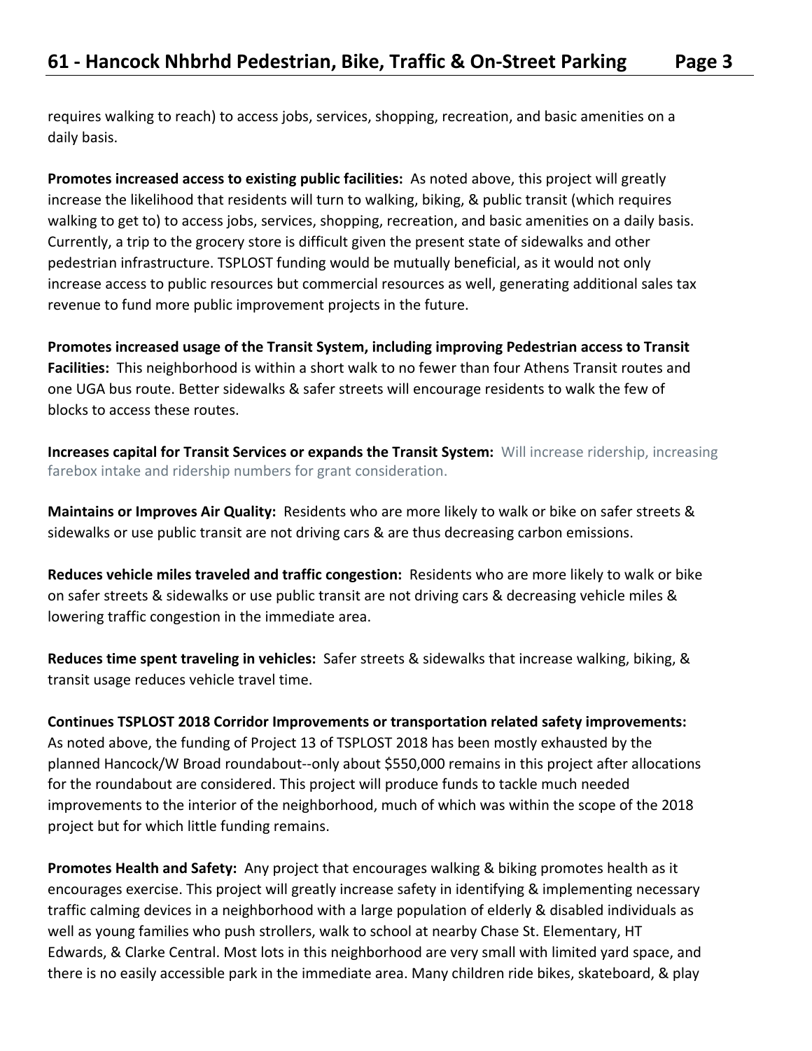requires walking to reach) to access jobs, services, shopping, recreation, and basic amenities on a daily basis.

**Promotes increased access to existing public facilities:** As noted above, this project will greatly increase the likelihood that residents will turn to walking, biking, & public transit (which requires walking to get to) to access jobs, services, shopping, recreation, and basic amenities on a daily basis. Currently, a trip to the grocery store is difficult given the present state of sidewalks and other pedestrian infrastructure. TSPLOST funding would be mutually beneficial, as it would not only increase access to public resources but commercial resources as well, generating additional sales tax revenue to fund more public improvement projects in the future.

**Promotes increased usage of the Transit System, including improving Pedestrian access to Transit Facilities:** This neighborhood is within a short walk to no fewer than four Athens Transit routes and one UGA bus route. Better sidewalks & safer streets will encourage residents to walk the few of blocks to access these routes.

**Increases capital for Transit Services or expands the Transit System:** Will increase ridership, increasing farebox intake and ridership numbers for grant consideration.

**Maintains or Improves Air Quality:** Residents who are more likely to walk or bike on safer streets & sidewalks or use public transit are not driving cars & are thus decreasing carbon emissions.

**Reduces vehicle miles traveled and traffic congestion:** Residents who are more likely to walk or bike on safer streets & sidewalks or use public transit are not driving cars & decreasing vehicle miles & lowering traffic congestion in the immediate area.

**Reduces time spent traveling in vehicles:** Safer streets & sidewalks that increase walking, biking, & transit usage reduces vehicle travel time.

**Continues TSPLOST 2018 Corridor Improvements or transportation related safety improvements:** As noted above, the funding of Project 13 of TSPLOST 2018 has been mostly exhausted by the planned Hancock/W Broad roundabout--only about $550,000 remains in this project after allocations for the roundabout are considered. This project will produce funds to tackle much needed improvements to the interior of the neighborhood, much of which was within the scope of the 2018 project but for which little funding remains.

**Promotes Health and Safety:** Any project that encourages walking & biking promotes health as it encourages exercise. This project will greatly increase safety in identifying & implementing necessary traffic calming devices in a neighborhood with a large population of elderly & disabled individuals as well as young families who push strollers, walk to school at nearby Chase St. Elementary, HT Edwards, & Clarke Central. Most lots in this neighborhood are very small with limited yard space, and there is no easily accessible park in the immediate area. Many children ride bikes, skateboard, & play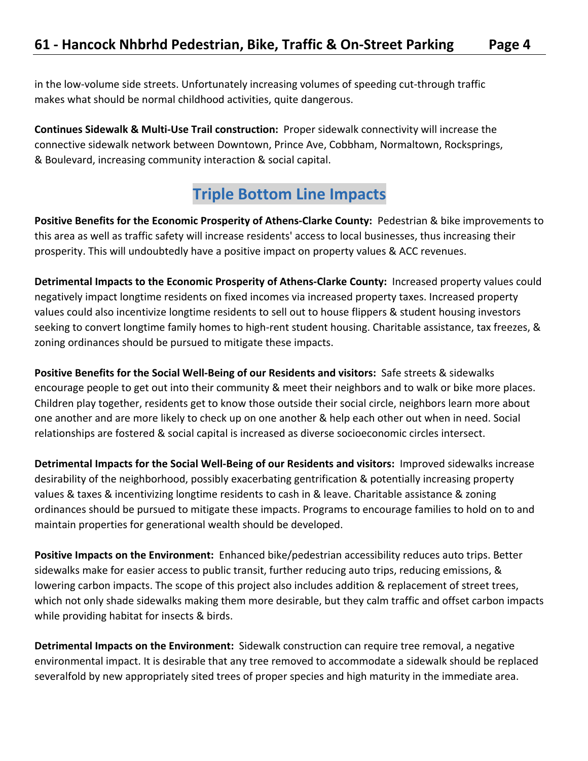in the low-volume side streets. Unfortunately increasing volumes of speeding cut-through traffic makes what should be normal childhood activities, quite dangerous.

**Continues Sidewalk & Multi-Use Trail construction:** Proper sidewalk connectivity will increase the connective sidewalk network between Downtown, Prince Ave, Cobbham, Normaltown, Rocksprings, & Boulevard, increasing community interaction & social capital.

## Triple Bottom Line Impacts

**Positive Benefits for the Economic Prosperity of Athens-Clarke County:** Pedestrian & bike improvements to this area as well as traffic safety will increase residents' access to local businesses, thus increasing their prosperity. This will undoubtedly have a positive impact on property values & ACC revenues.

**Detrimental Impacts to the Economic Prosperity of Athens-Clarke County:** Increased property values could negatively impact longtime residents on fixed incomes via increased property taxes. Increased property values could also incentivize longtime residents to sell out to house flippers & student housing investors seeking to convert longtime family homes to high-rent student housing. Charitable assistance, tax freezes, & zoning ordinances should be pursued to mitigate these impacts.

**Positive Benefits for the Social Well-Being of our Residents and visitors:** Safe streets & sidewalks encourage people to get out into their community & meet their neighbors and to walk or bike more places. Children play together, residents get to know those outside their social circle, neighbors learn more about one another and are more likely to check up on one another & help each other out when in need. Social relationships are fostered & social capital is increased as diverse socioeconomic circles intersect.

**Detrimental Impacts for the Social Well-Being of our Residents and visitors:** Improved sidewalks increase desirability of the neighborhood, possibly exacerbating gentrification & potentially increasing property values & taxes & incentivizing longtime residents to cash in & leave. Charitable assistance & zoning ordinances should be pursued to mitigate these impacts. Programs to encourage families to hold on to and maintain properties for generational wealth should be developed.

**Positive Impacts on the Environment:** Enhanced bike/pedestrian accessibility reduces auto trips. Better sidewalks make for easier access to public transit, further reducing auto trips, reducing emissions, & lowering carbon impacts. The scope of this project also includes addition & replacement of street trees, which not only shade sidewalks making them more desirable, but they calm traffic and offset carbon impacts while providing habitat for insects & birds.

**Detrimental Impacts on the Environment:** Sidewalk construction can require tree removal, a negative environmental impact. It is desirable that any tree removed to accommodate a sidewalk should be replaced severalfold by new appropriately sited trees of proper species and high maturity in the immediate area.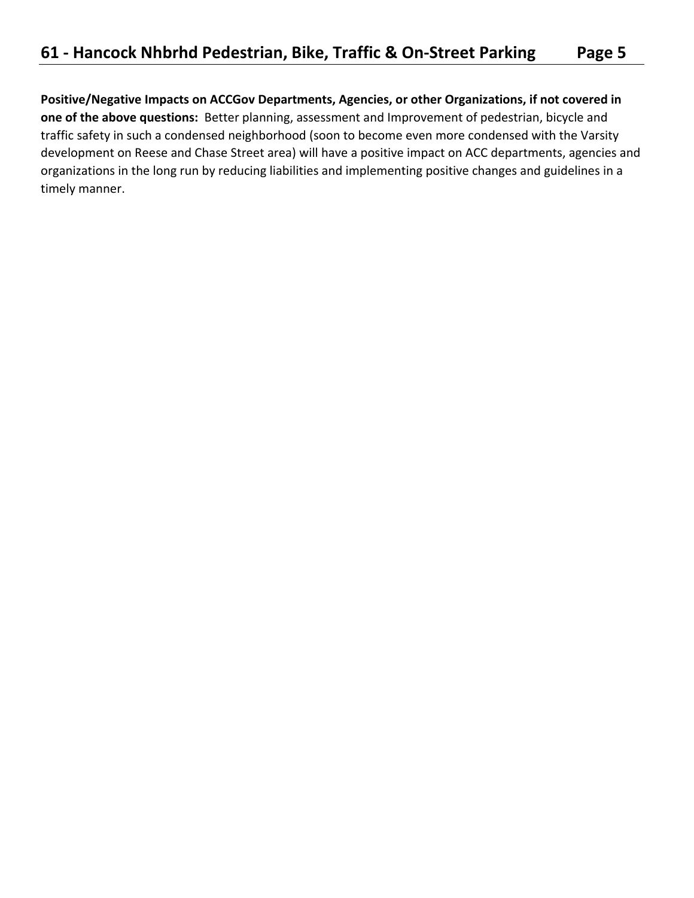**Positive/Negative Impacts on ACCGov Departments, Agencies, or other Organizations, if not covered in one of the above questions:** Better planning, assessment and Improvement of pedestrian, bicycle and traffic safety in such a condensed neighborhood (soon to become even more condensed with the Varsity development on Reese and Chase Street area) will have a positive impact on ACC departments, agencies and organizations in the long run by reducing liabilities and implementing positive changes and guidelines in a timely manner.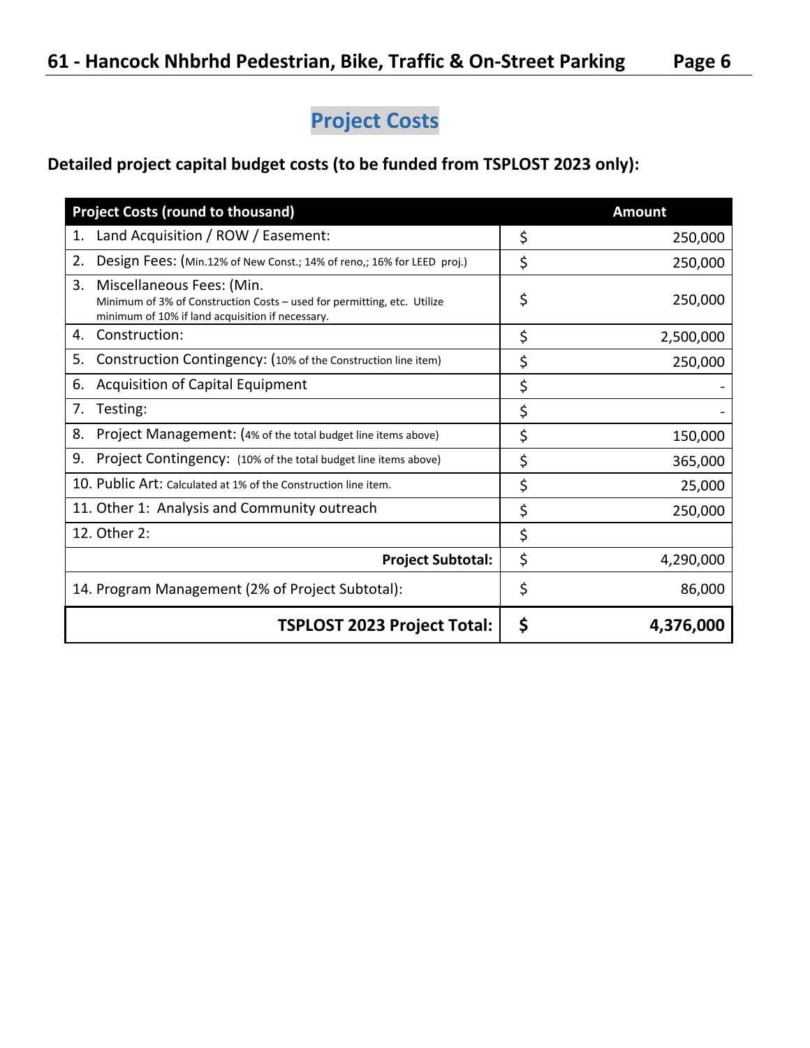## Project Costs

**Detailed project capital budget costs (to be funded from TSPLOST 2023 only):**

| Project Costs (round to thousand) | Amount | |
|---|---|---|
| 1. Land Acquisition / ROW / Easement: | $ | 250,000 |
| 2. Design Fees: (Min.12% of New Const.; 14% of reno,; 16% for LEED proj.) | $ | 250,000 |
| 3. Miscellaneous Fees: (Min. Minimum of 3% of Construction Costs – used for permitting, etc. Utilize minimum of 10% if land acquisition if necessary. | $ | 250,000 |
| 4. Construction: | $ | 2,500,000 |
| 5. Construction Contingency: (10% of the Construction line item) | $ | 250,000 |
| 6. Acquisition of Capital Equipment | $ | - |
| 7. Testing: | $ | - |
| 8. Project Management: (4% of the total budget line items above) | $ | 150,000 |
| 9. Project Contingency: (10% of the total budget line items above) | $ | 365,000 |
| 10. Public Art: Calculated at 1% of the Construction line item. | $ | 25,000 |
| 11. Other 1: Analysis and Community outreach | $ | 250,000 |
| 12. Other 2: | $ | |
| **Project Subtotal:** | $ | 4,290,000 |
| 14. Program Management (2% of Project Subtotal): | $ | 86,000 |
| **TSPLOST 2023 Project Total:** | **$** | **4,376,000** |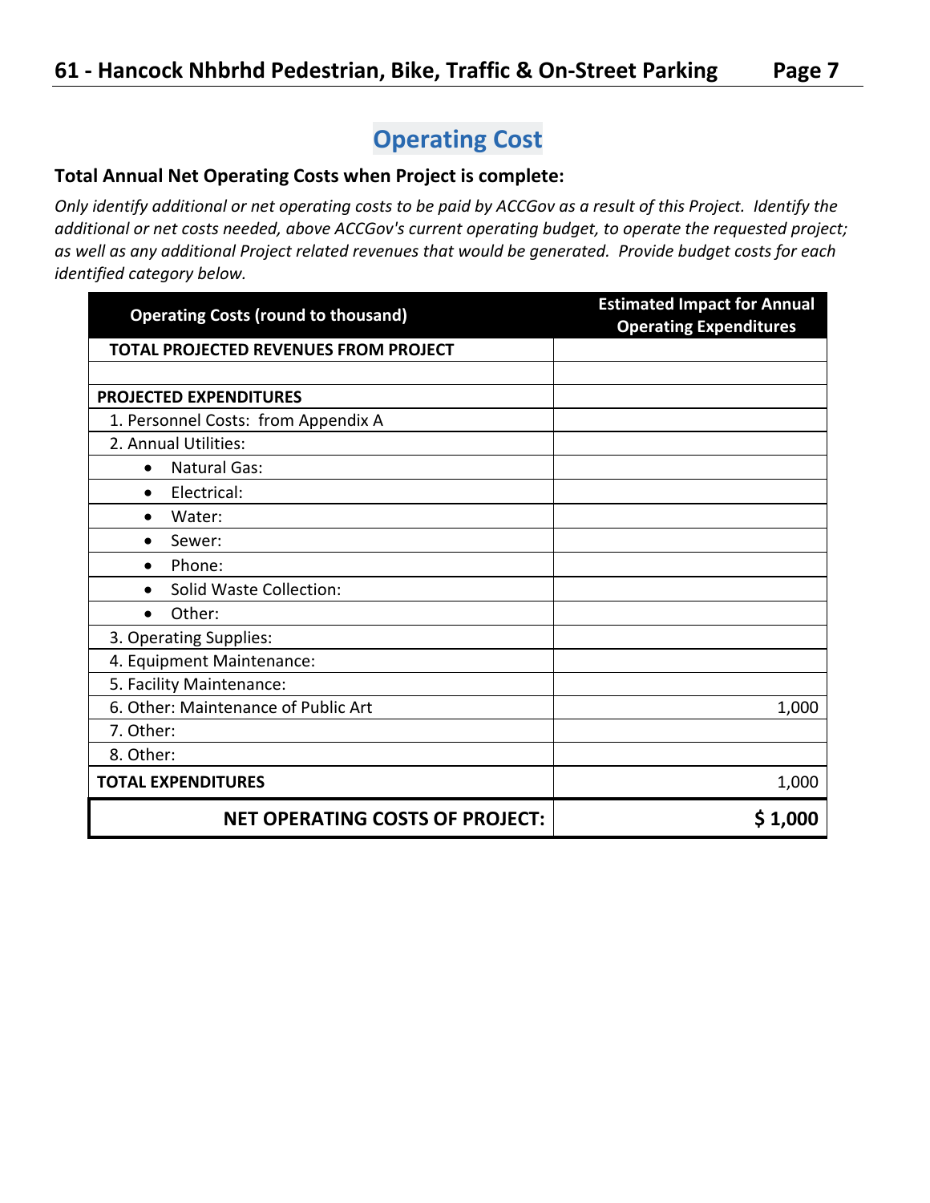## Operating Cost

**Total Annual Net Operating Costs when Project is complete:**

*Only identify additional or net operating costs to be paid by ACCGov as a result of this Project. Identify the additional or net costs needed, above ACCGov's current operating budget, to operate the requested project; as well as any additional Project related revenues that would be generated. Provide budget costs for each identified category below.*

| Operating Costs (round to thousand) | Estimated Impact for Annual Operating Expenditures |
|---|---|
| **TOTAL PROJECTED REVENUES FROM PROJECT** | |
| | |
| **PROJECTED EXPENDITURES** | |
| 1. Personnel Costs: from Appendix A | |
| 2. Annual Utilities: | |
| • Natural Gas: | |
| • Electrical: | |
| • Water: | |
| • Sewer: | |
| • Phone: | |
| • Solid Waste Collection: | |
| • Other: | |
| 3. Operating Supplies: | |
| 4. Equipment Maintenance: | |
| 5. Facility Maintenance: | |
| 6. Other: Maintenance of Public Art | 1,000 |
| 7. Other: | |
| 8. Other: | |
| **TOTAL EXPENDITURES** | 1,000 |
| **NET OPERATING COSTS OF PROJECT:** | **$ 1,000** |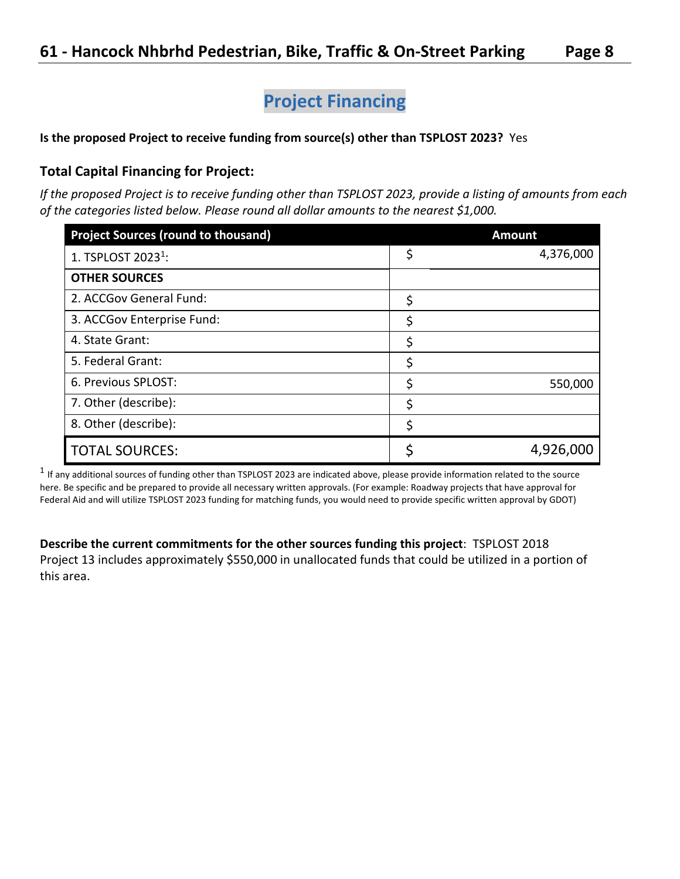## Project Financing

**Is the proposed Project to receive funding from source(s) other than TSPLOST 2023?** Yes

### Total Capital Financing for Project:

*If the proposed Project is to receive funding other than TSPLOST 2023, provide a listing of amounts from each of the categories listed below. Please round all dollar amounts to the nearest $1,000.*

| Project Sources (round to thousand) | Amount |
|---|---|
| 1. TSPLOST 2023[1]: | $ 4,376,000 |
| **OTHER SOURCES** | |
| 2. ACCGov General Fund: | $ |
| 3. ACCGov Enterprise Fund: | $ |
| 4. State Grant: | $ |
| 5. Federal Grant: | $ |
| 6. Previous SPLOST: | $ 550,000 |
| 7. Other (describe): | $ |
| 8. Other (describe): | $ |
| TOTAL SOURCES: | $ 4,926,000 |

[1] If any additional sources of funding other than TSPLOST 2023 are indicated above, please provide information related to the source here. Be specific and be prepared to provide all necessary written approvals. (For example: Roadway projects that have approval for Federal Aid and will utilize TSPLOST 2023 funding for matching funds, you would need to provide specific written approval by GDOT)

**Describe the current commitments for the other sources funding this project**: TSPLOST 2018 Project 13 includes approximately $550,000 in unallocated funds that could be utilized in a portion of this area.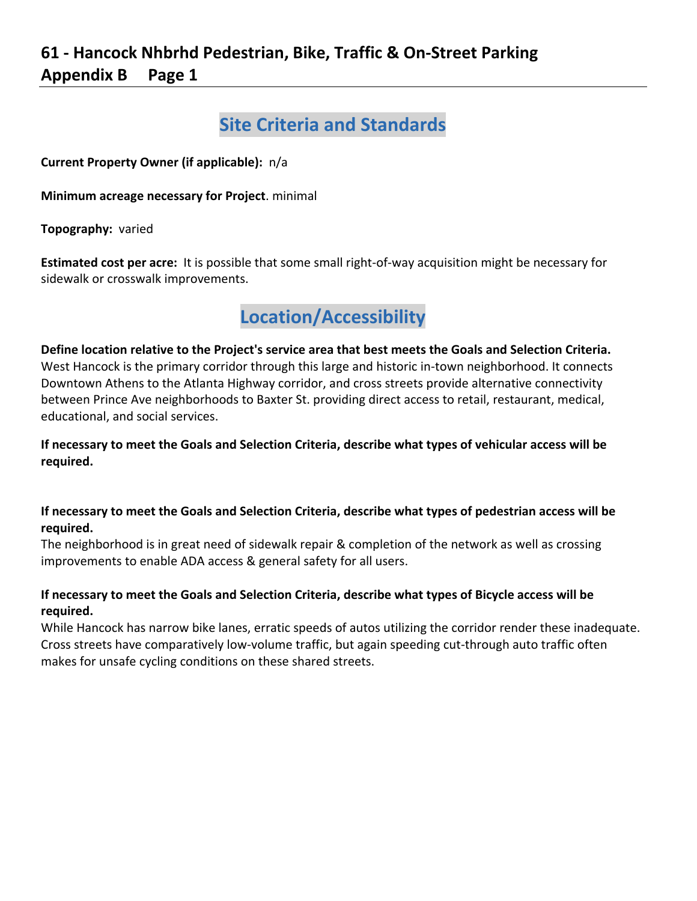# 61 - Hancock Nhbrhd Pedestrian, Bike, Traffic & On-Street Parking
# Appendix B Page 1

## Site Criteria and Standards

**Current Property Owner (if applicable):** n/a

**Minimum acreage necessary for Project**. minimal

**Topography:** varied

**Estimated cost per acre:** It is possible that some small right-of-way acquisition might be necessary for sidewalk or crosswalk improvements.

## Location/Accessibility

**Define location relative to the Project's service area that best meets the Goals and Selection Criteria.**
West Hancock is the primary corridor through this large and historic in-town neighborhood. It connects Downtown Athens to the Atlanta Highway corridor, and cross streets provide alternative connectivity between Prince Ave neighborhoods to Baxter St. providing direct access to retail, restaurant, medical, educational, and social services.

**If necessary to meet the Goals and Selection Criteria, describe what types of vehicular access will be required.**

**If necessary to meet the Goals and Selection Criteria, describe what types of pedestrian access will be required.**
The neighborhood is in great need of sidewalk repair & completion of the network as well as crossing improvements to enable ADA access & general safety for all users.

**If necessary to meet the Goals and Selection Criteria, describe what types of Bicycle access will be required.**
While Hancock has narrow bike lanes, erratic speeds of autos utilizing the corridor render these inadequate. Cross streets have comparatively low-volume traffic, but again speeding cut-through auto traffic often makes for unsafe cycling conditions on these shared streets.